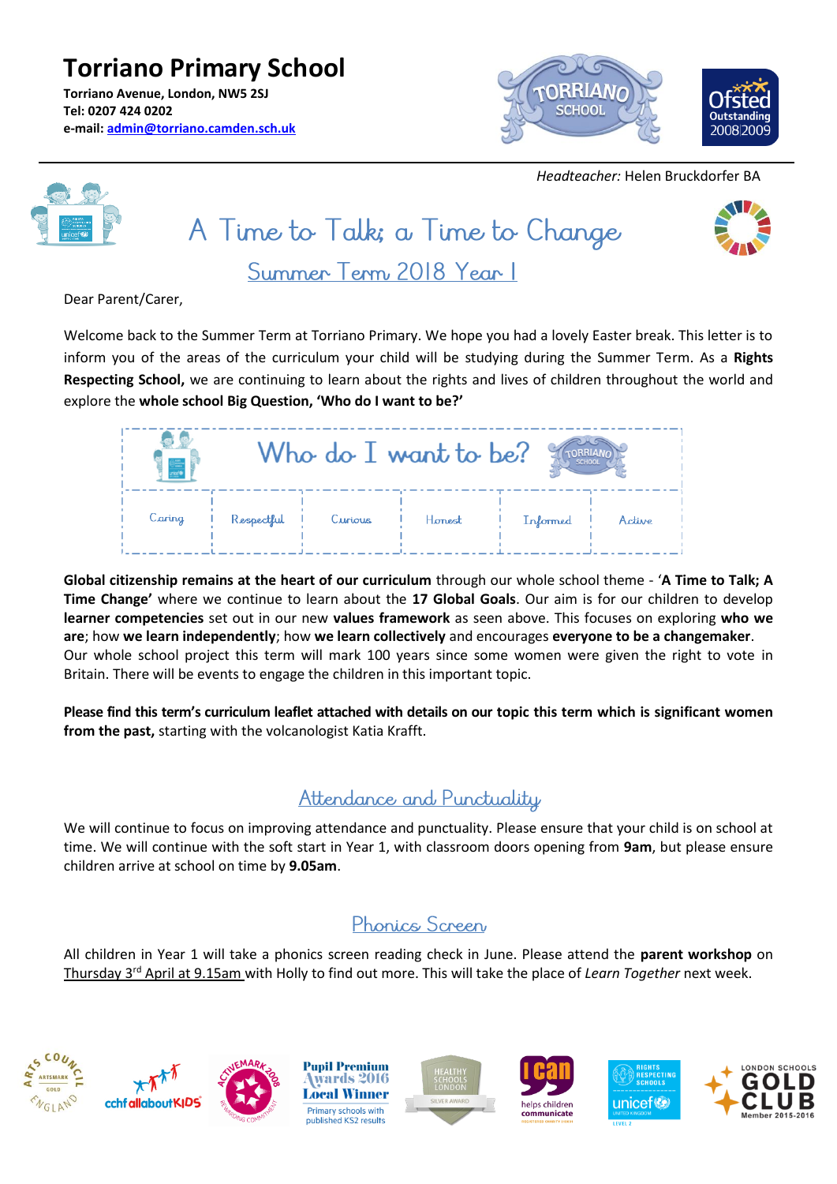# Torriano Primary School

**Torriano Avenue, London, NW5 2SJ**
**Tel: 0207 424 0202**
**e-mail: admin@torriano.camden.sch.uk**

*Headteacher:* Helen Bruckdorfer BA

## A Time to Talk; a Time to Change

### Summer Term 2018 Year 1

Dear Parent/Carer,

Welcome back to the Summer Term at Torriano Primary. We hope you had a lovely Easter break. This letter is to inform you of the areas of the curriculum your child will be studying during the Summer Term. As a **Rights Respecting School,** we are continuing to learn about the rights and lives of children throughout the world and explore the **whole school Big Question, 'Who do I want to be?'**

| Who do I want to be? | | | | | |
|---|---|---|---|---|---|
| Caring | Respectful | Curious | Honest | Informed | Active |

**Global citizenship remains at the heart of our curriculum** through our whole school theme - '**A Time to Talk; A Time Change'** where we continue to learn about the **17 Global Goals**. Our aim is for our children to develop **learner competencies** set out in our new **values framework** as seen above. This focuses on exploring **who we are**; how **we learn independently**; how **we learn collectively** and encourages **everyone to be a changemaker**. Our whole school project this term will mark 100 years since some women were given the right to vote in Britain. There will be events to engage the children in this important topic.

**Please find this term's curriculum leaflet attached with details on our topic this term which is significant women from the past,** starting with the volcanologist Katia Krafft.

### Attendance and Punctuality

We will continue to focus on improving attendance and punctuality. Please ensure that your child is on school at time. We will continue with the soft start in Year 1, with classroom doors opening from **9am**, but please ensure children arrive at school on time by **9.05am**.

### Phonics Screen

All children in Year 1 will take a phonics screen reading check in June. Please attend the **parent workshop** on Thursday 3rd April at 9.15am with Holly to find out more. This will take the place of *Learn Together* next week.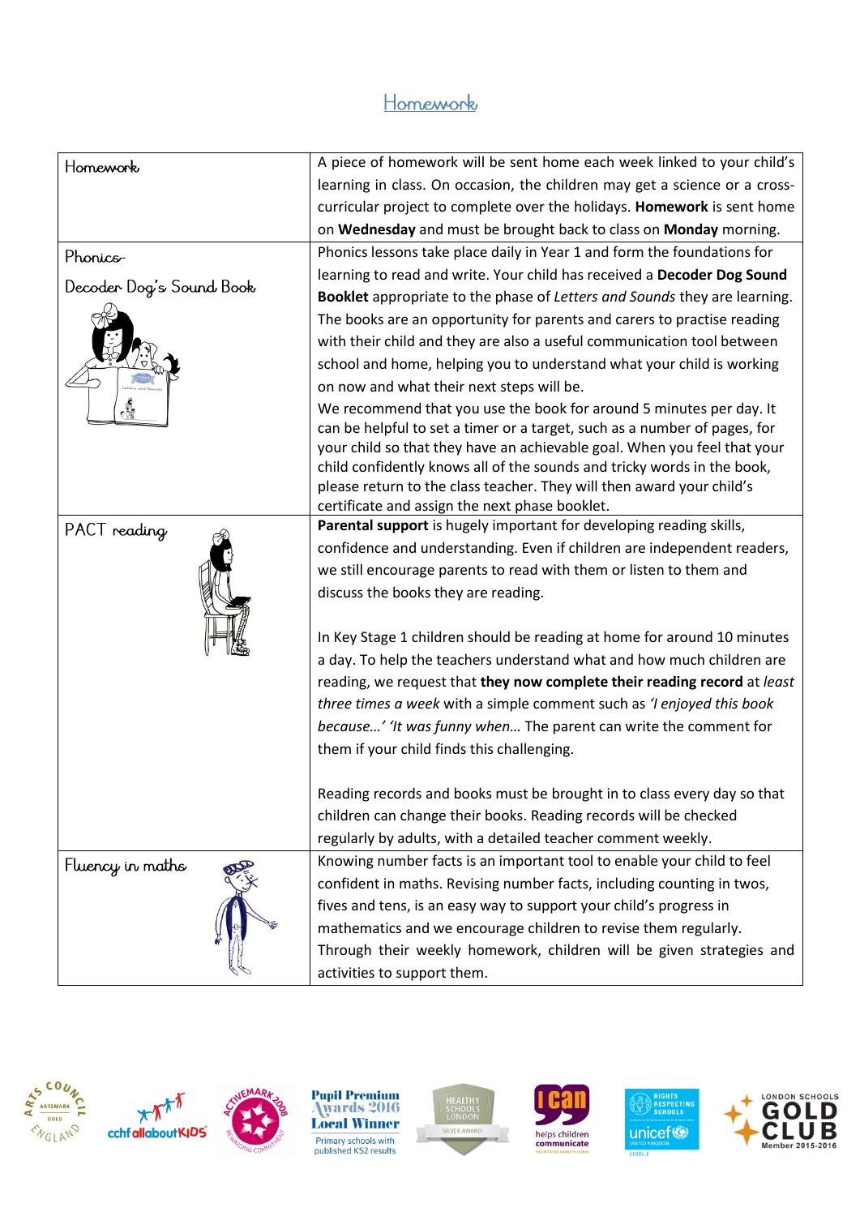# Homework

| Homework | A piece of homework will be sent home each week linked to your child's learning in class. On occasion, the children may get a science or a cross-curricular project to complete over the holidays. **Homework** is sent home on **Wednesday** and must be brought back to class on **Monday** morning. |
|---|---|
| Phonics<br><br>Decoder Dog's Sound Book | Phonics lessons take place daily in Year 1 and form the foundations for learning to read and write. Your child has received a **Decoder Dog Sound Booklet** appropriate to the phase of *Letters and Sounds* they are learning. The books are an opportunity for parents and carers to practise reading with their child and they are also a useful communication tool between school and home, helping you to understand what your child is working on now and what their next steps will be.<br>We recommend that you use the book for around 5 minutes per day. It can be helpful to set a timer or a target, such as a number of pages, for your child so that they have an achievable goal. When you feel that your child confidently knows all of the sounds and tricky words in the book, please return to the class teacher. They will then award your child's certificate and assign the next phase booklet. |
| PACT reading | **Parental support** is hugely important for developing reading skills, confidence and understanding. Even if children are independent readers, we still encourage parents to read with them or listen to them and discuss the books they are reading.<br><br>In Key Stage 1 children should be reading at home for around 10 minutes a day. To help the teachers understand what and how much children are reading, we request that **they now complete their reading record** at *least three times a week* with a simple comment such as *'I enjoyed this book because…' 'It was funny when…* The parent can write the comment for them if your child finds this challenging.<br><br>Reading records and books must be brought in to class every day so that children can change their books. Reading records will be checked regularly by adults, with a detailed teacher comment weekly. |
| Fluency in maths | Knowing number facts is an important tool to enable your child to feel confident in maths. Revising number facts, including counting in twos, fives and tens, is an easy way to support your child's progress in mathematics and we encourage children to revise them regularly. Through their weekly homework, children will be given strategies and activities to support them. |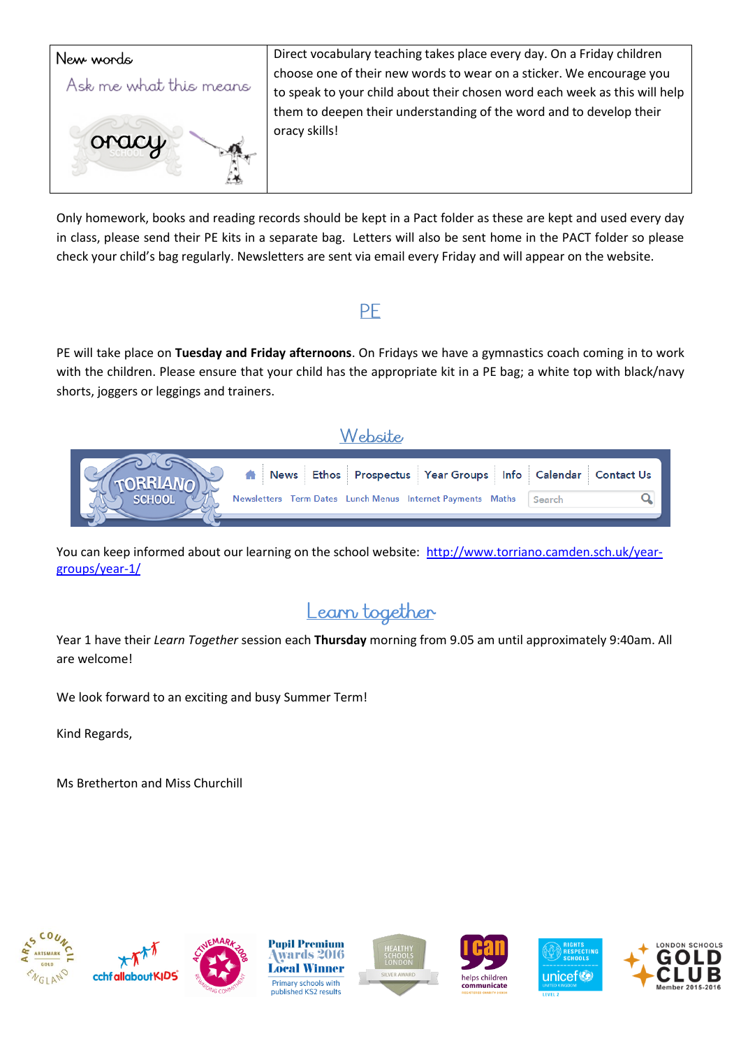| | |
|---|---|
| New words<br>Ask me what this means<br>oracy | Direct vocabulary teaching takes place every day. On a Friday children choose one of their new words to wear on a sticker. We encourage you to speak to your child about their chosen word each week as this will help them to deepen their understanding of the word and to develop their oracy skills! |

Only homework, books and reading records should be kept in a Pact folder as these are kept and used every day in class, please send their PE kits in a separate bag. Letters will also be sent home in the PACT folder so please check your child's bag regularly. Newsletters are sent via email every Friday and will appear on the website.

## PE

PE will take place on **Tuesday and Friday afternoons**. On Fridays we have a gymnastics coach coming in to work with the children. Please ensure that your child has the appropriate kit in a PE bag; a white top with black/navy shorts, joggers or leggings and trainers.

## Website

You can keep informed about our learning on the school website: http://www.torriano.camden.sch.uk/year-groups/year-1/

## Learn together

Year 1 have their *Learn Together* session each **Thursday** morning from 9.05 am until approximately 9:40am. All are welcome!

We look forward to an exciting and busy Summer Term!

Kind Regards,

Ms Bretherton and Miss Churchill